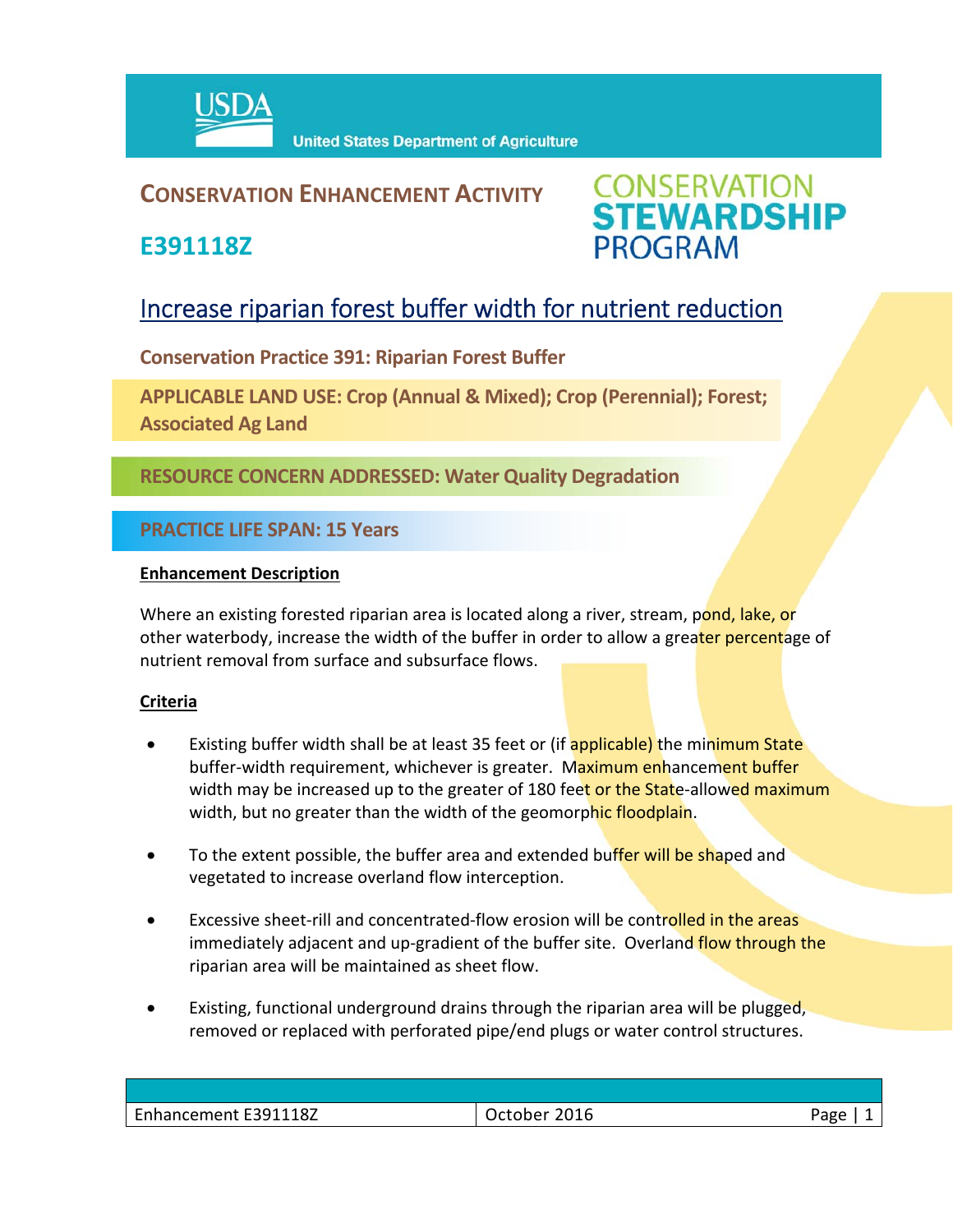# CONSERVATION ENHANCEMENT ACTIVITY

## E391118Z

**CONSERVATION STEWARDSHIP PROGRAM**

## Increase riparian forest buffer width for nutrient reduction

**Conservation Practice 391: Riparian Forest Buffer**

**APPLICABLE LAND USE: Crop (Annual & Mixed); Crop (Perennial); Forest; Associated Ag Land**

**RESOURCE CONCERN ADDRESSED: Water Quality Degradation**

**PRACTICE LIFE SPAN: 15 Years**

**Enhancement Description**

Where an existing forested riparian area is located along a river, stream, pond, lake, or other waterbody, increase the width of the buffer in order to allow a greater percentage of nutrient removal from surface and subsurface flows.

**Criteria**

- Existing buffer width shall be at least 35 feet or (if applicable) the minimum State buffer-width requirement, whichever is greater. Maximum enhancement buffer width may be increased up to the greater of 180 feet or the State-allowed maximum width, but no greater than the width of the geomorphic floodplain.
- To the extent possible, the buffer area and extended buffer will be shaped and vegetated to increase overland flow interception.
- Excessive sheet-rill and concentrated-flow erosion will be controlled in the areas immediately adjacent and up-gradient of the buffer site. Overland flow through the riparian area will be maintained as sheet flow.
- Existing, functional underground drains through the riparian area will be plugged, removed or replaced with perforated pipe/end plugs or water control structures.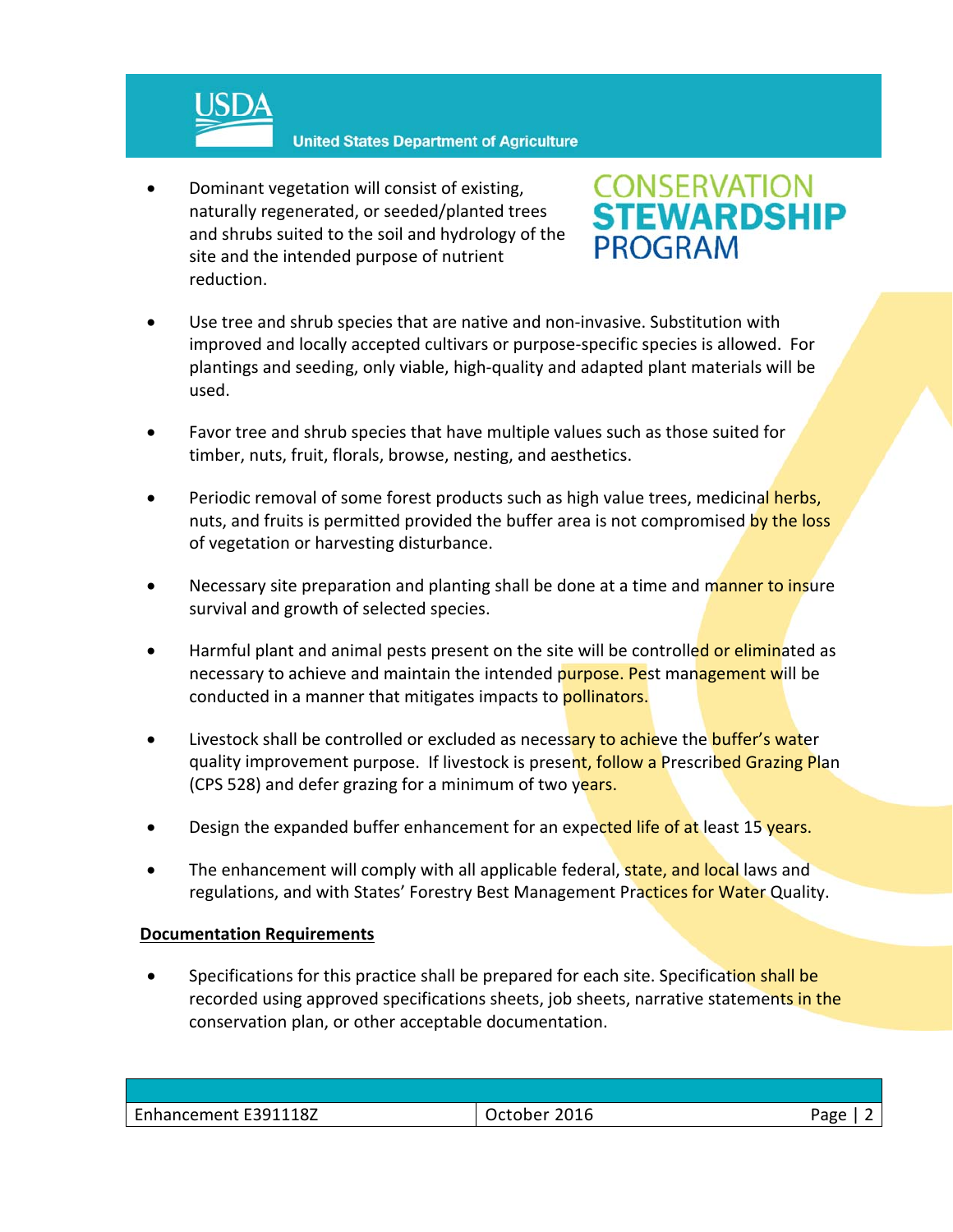- Dominant vegetation will consist of existing, naturally regenerated, or seeded/planted trees and shrubs suited to the soil and hydrology of the site and the intended purpose of nutrient reduction.

- Use tree and shrub species that are native and non-invasive. Substitution with improved and locally accepted cultivars or purpose-specific species is allowed. For plantings and seeding, only viable, high-quality and adapted plant materials will be used.

- Favor tree and shrub species that have multiple values such as those suited for timber, nuts, fruit, florals, browse, nesting, and aesthetics.

- Periodic removal of some forest products such as high value trees, medicinal herbs, nuts, and fruits is permitted provided the buffer area is not compromised by the loss of vegetation or harvesting disturbance.

- Necessary site preparation and planting shall be done at a time and manner to insure survival and growth of selected species.

- Harmful plant and animal pests present on the site will be controlled or eliminated as necessary to achieve and maintain the intended purpose. Pest management will be conducted in a manner that mitigates impacts to pollinators.

- Livestock shall be controlled or excluded as necessary to achieve the buffer's water quality improvement purpose. If livestock is present, follow a Prescribed Grazing Plan (CPS 528) and defer grazing for a minimum of two years.

- Design the expanded buffer enhancement for an expected life of at least 15 years.

- The enhancement will comply with all applicable federal, state, and local laws and regulations, and with States' Forestry Best Management Practices for Water Quality.

**Documentation Requirements**

- Specifications for this practice shall be prepared for each site. Specification shall be recorded using approved specifications sheets, job sheets, narrative statements in the conservation plan, or other acceptable documentation.